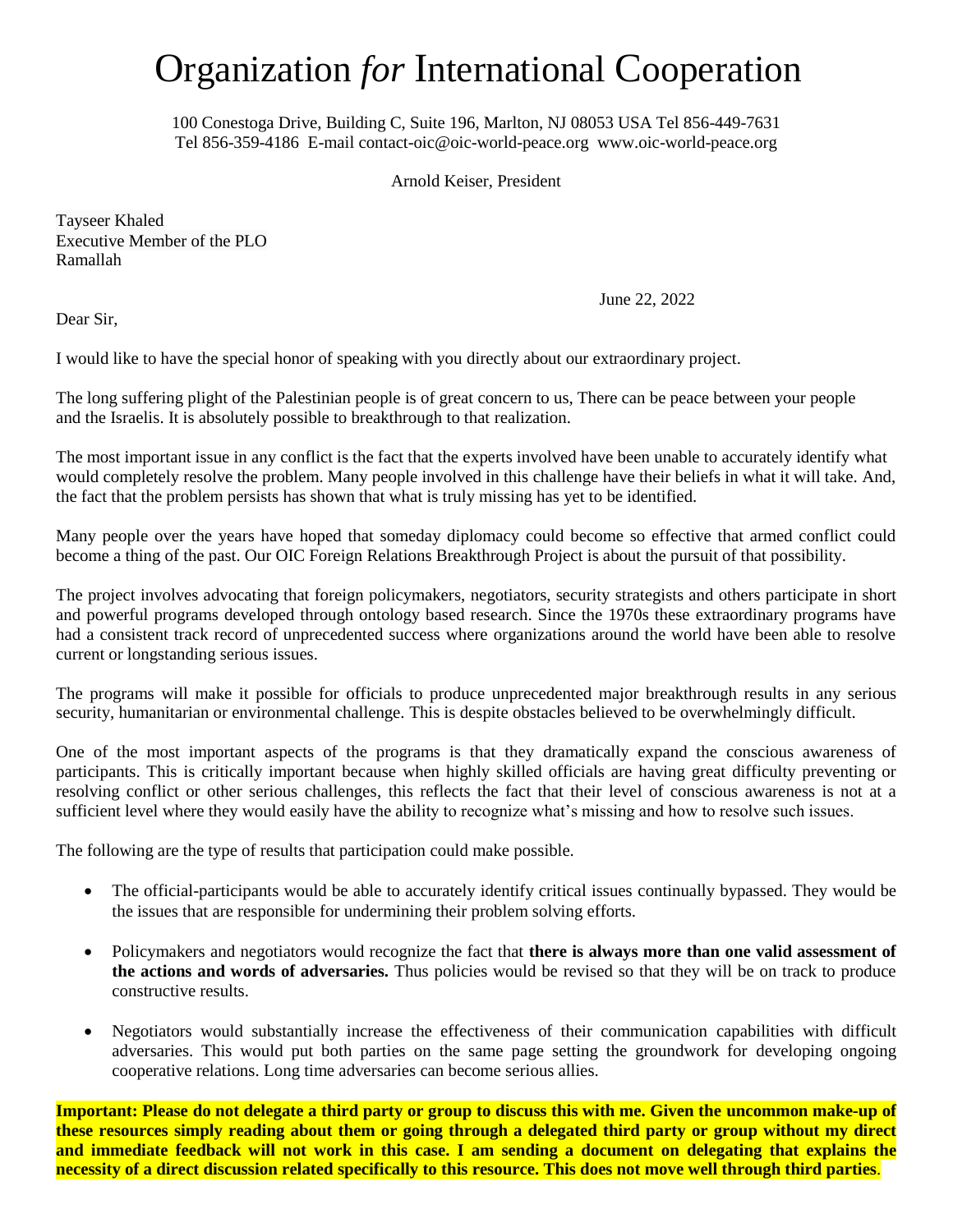# Organization *for* International Cooperation

100 Conestoga Drive, Building C, Suite 196, Marlton, NJ 08053 USA Tel 856-449-7631
Tel 856-359-4186 E-mail contact-oic@oic-world-peace.org www.oic-world-peace.org

Arnold Keiser, President

Tayseer Khaled
Executive Member of the PLO
Ramallah

June 22, 2022

Dear Sir,

I would like to have the special honor of speaking with you directly about our extraordinary project.

The long suffering plight of the Palestinian people is of great concern to us, There can be peace between your people and the Israelis. It is absolutely possible to breakthrough to that realization.

The most important issue in any conflict is the fact that the experts involved have been unable to accurately identify what would completely resolve the problem. Many people involved in this challenge have their beliefs in what it will take. And, the fact that the problem persists has shown that what is truly missing has yet to be identified.

Many people over the years have hoped that someday diplomacy could become so effective that armed conflict could become a thing of the past. Our OIC Foreign Relations Breakthrough Project is about the pursuit of that possibility.

The project involves advocating that foreign policymakers, negotiators, security strategists and others participate in short and powerful programs developed through ontology based research. Since the 1970s these extraordinary programs have had a consistent track record of unprecedented success where organizations around the world have been able to resolve current or longstanding serious issues.

The programs will make it possible for officials to produce unprecedented major breakthrough results in any serious security, humanitarian or environmental challenge. This is despite obstacles believed to be overwhelmingly difficult.

One of the most important aspects of the programs is that they dramatically expand the conscious awareness of participants. This is critically important because when highly skilled officials are having great difficulty preventing or resolving conflict or other serious challenges, this reflects the fact that their level of conscious awareness is not at a sufficient level where they would easily have the ability to recognize what's missing and how to resolve such issues.

The following are the type of results that participation could make possible.

- The official-participants would be able to accurately identify critical issues continually bypassed. They would be the issues that are responsible for undermining their problem solving efforts.
- Policymakers and negotiators would recognize the fact that **there is always more than one valid assessment of the actions and words of adversaries.** Thus policies would be revised so that they will be on track to produce constructive results.
- Negotiators would substantially increase the effectiveness of their communication capabilities with difficult adversaries. This would put both parties on the same page setting the groundwork for developing ongoing cooperative relations. Long time adversaries can become serious allies.

**Important: Please do not delegate a third party or group to discuss this with me. Given the uncommon make-up of these resources simply reading about them or going through a delegated third party or group without my direct and immediate feedback will not work in this case. I am sending a document on delegating that explains the necessity of a direct discussion related specifically to this resource. This does not move well through third parties**.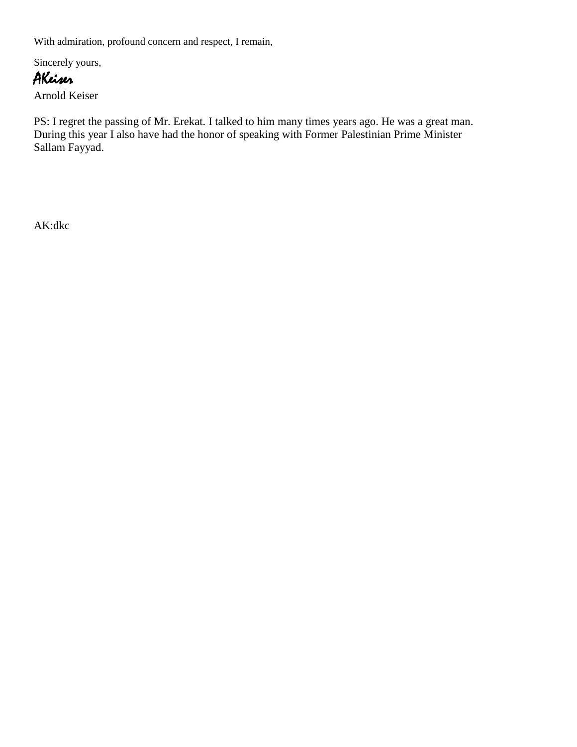With admiration, profound concern and respect, I remain,

Sincerely yours,

*AKeiser*

Arnold Keiser

PS: I regret the passing of Mr. Erekat. I talked to him many times years ago. He was a great man. During this year I also have had the honor of speaking with Former Palestinian Prime Minister Sallam Fayyad.

AK:dkc